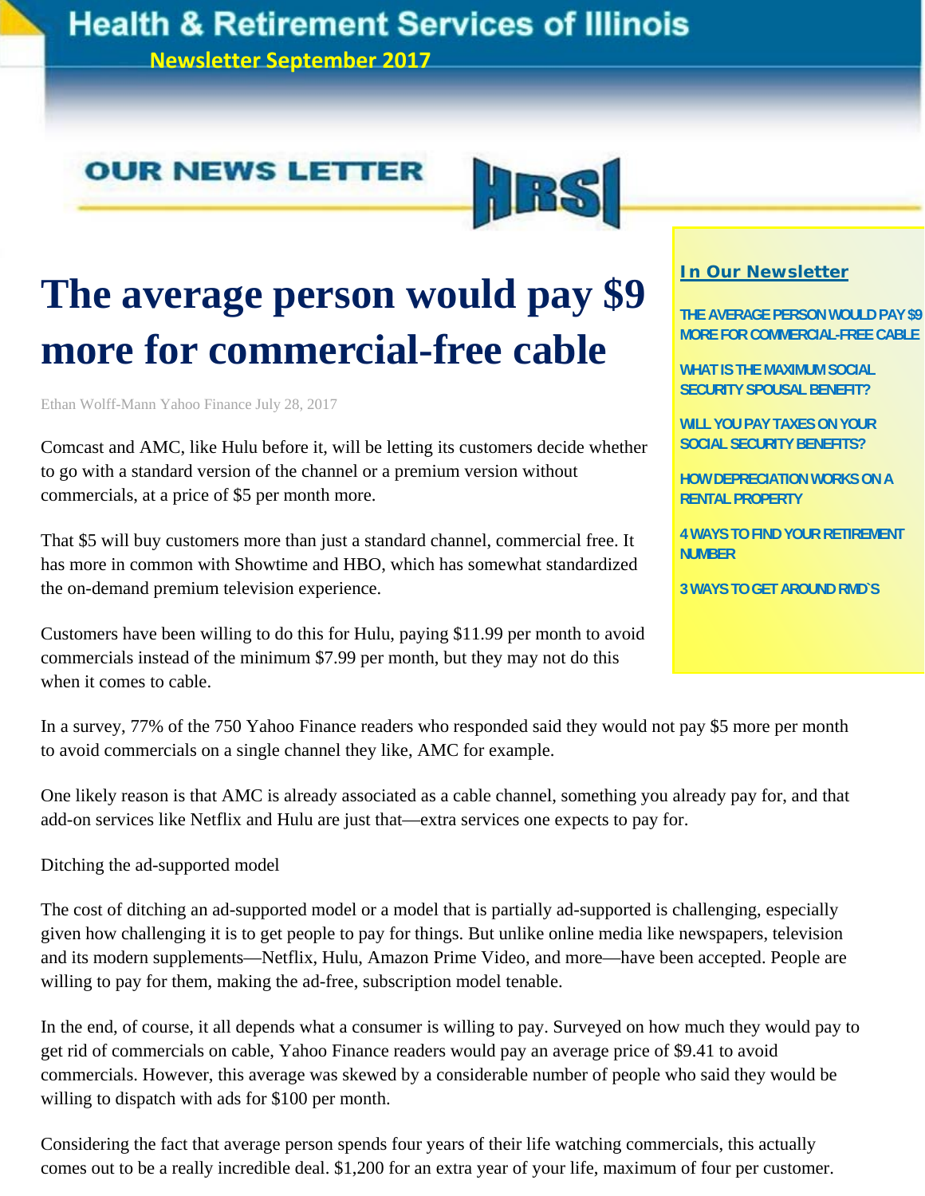# Health & Retirement Services of Illinois

**Newsletter September 2017**

## OUR NEWS LETTER

HRSI

**In Our Newsletter**

- THE AVERAGE PERSON WOULD PAY $9 MORE FOR COMMERCIAL-FREE CABLE
- WHAT IS THE MAXIMUM SOCIAL SECURITY SPOUSAL BENEFIT?
- WILL YOU PAY TAXES ON YOUR SOCIAL SECURITY BENEFITS?
- HOW DEPRECIATION WORKS ON A RENTAL PROPERTY
- 4 WAYS TO FIND YOUR RETIREMENT NUMBER
- 3 WAYS TO GET AROUND RMD`S

# The average person would pay $9 more for commercial-free cable

Ethan Wolff-Mann Yahoo Finance July 28, 2017

Comcast and AMC, like Hulu before it, will be letting its customers decide whether to go with a standard version of the channel or a premium version without commercials, at a price of $5 per month more.

That $5 will buy customers more than just a standard channel, commercial free. It has more in common with Showtime and HBO, which has somewhat standardized the on-demand premium television experience.

Customers have been willing to do this for Hulu, paying $11.99 per month to avoid commercials instead of the minimum $7.99 per month, but they may not do this when it comes to cable.

In a survey, 77% of the 750 Yahoo Finance readers who responded said they would not pay $5 more per month to avoid commercials on a single channel they like, AMC for example.

One likely reason is that AMC is already associated as a cable channel, something you already pay for, and that add-on services like Netflix and Hulu are just that—extra services one expects to pay for.

Ditching the ad-supported model

The cost of ditching an ad-supported model or a model that is partially ad-supported is challenging, especially given how challenging it is to get people to pay for things. But unlike online media like newspapers, television and its modern supplements—Netflix, Hulu, Amazon Prime Video, and more—have been accepted. People are willing to pay for them, making the ad-free, subscription model tenable.

In the end, of course, it all depends what a consumer is willing to pay. Surveyed on how much they would pay to get rid of commercials on cable, Yahoo Finance readers would pay an average price of $9.41 to avoid commercials. However, this average was skewed by a considerable number of people who said they would be willing to dispatch with ads for $100 per month.

Considering the fact that average person spends four years of their life watching commercials, this actually comes out to be a really incredible deal. $1,200 for an extra year of your life, maximum of four per customer.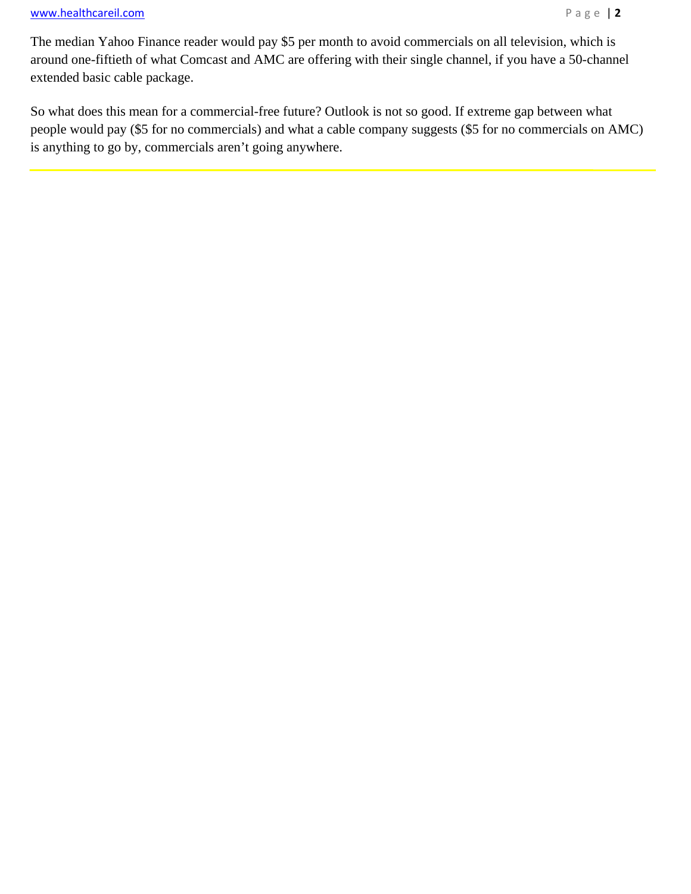The median Yahoo Finance reader would pay $5 per month to avoid commercials on all television, which is around one-fiftieth of what Comcast and AMC are offering with their single channel, if you have a 50-channel extended basic cable package.

So what does this mean for a commercial-free future? Outlook is not so good. If extreme gap between what people would pay ($5 for no commercials) and what a cable company suggests ($5 for no commercials on AMC) is anything to go by, commercials aren't going anywhere.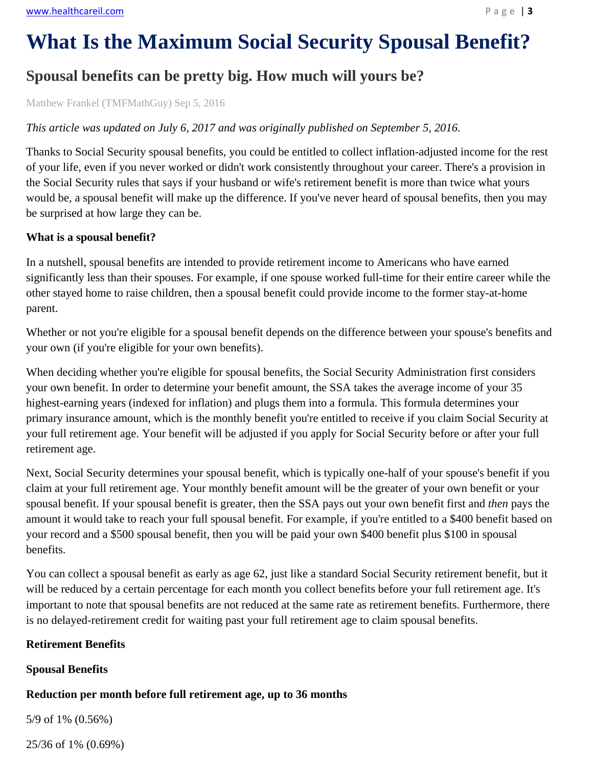# What Is the Maximum Social Security Spousal Benefit?

## Spousal benefits can be pretty big. How much will yours be?

Matthew Frankel (TMFMathGuy) Sep 5, 2016

*This article was updated on July 6, 2017 and was originally published on September 5, 2016.*

Thanks to Social Security spousal benefits, you could be entitled to collect inflation-adjusted income for the rest of your life, even if you never worked or didn't work consistently throughout your career. There's a provision in the Social Security rules that says if your husband or wife's retirement benefit is more than twice what yours would be, a spousal benefit will make up the difference. If you've never heard of spousal benefits, then you may be surprised at how large they can be.

**What is a spousal benefit?**

In a nutshell, spousal benefits are intended to provide retirement income to Americans who have earned significantly less than their spouses. For example, if one spouse worked full-time for their entire career while the other stayed home to raise children, then a spousal benefit could provide income to the former stay-at-home parent.

Whether or not you're eligible for a spousal benefit depends on the difference between your spouse's benefits and your own (if you're eligible for your own benefits).

When deciding whether you're eligible for spousal benefits, the Social Security Administration first considers your own benefit. In order to determine your benefit amount, the SSA takes the average income of your 35 highest-earning years (indexed for inflation) and plugs them into a formula. This formula determines your primary insurance amount, which is the monthly benefit you're entitled to receive if you claim Social Security at your full retirement age. Your benefit will be adjusted if you apply for Social Security before or after your full retirement age.

Next, Social Security determines your spousal benefit, which is typically one-half of your spouse's benefit if you claim at your full retirement age. Your monthly benefit amount will be the greater of your own benefit or your spousal benefit. If your spousal benefit is greater, then the SSA pays out your own benefit first and *then* pays the amount it would take to reach your full spousal benefit. For example, if you're entitled to a $400 benefit based on your record and a $500 spousal benefit, then you will be paid your own $400 benefit plus $100 in spousal benefits.

You can collect a spousal benefit as early as age 62, just like a standard Social Security retirement benefit, but it will be reduced by a certain percentage for each month you collect benefits before your full retirement age. It's important to note that spousal benefits are not reduced at the same rate as retirement benefits. Furthermore, there is no delayed-retirement credit for waiting past your full retirement age to claim spousal benefits.

**Retirement Benefits**

**Spousal Benefits**

**Reduction per month before full retirement age, up to 36 months**

5/9 of 1% (0.56%)

25/36 of 1% (0.69%)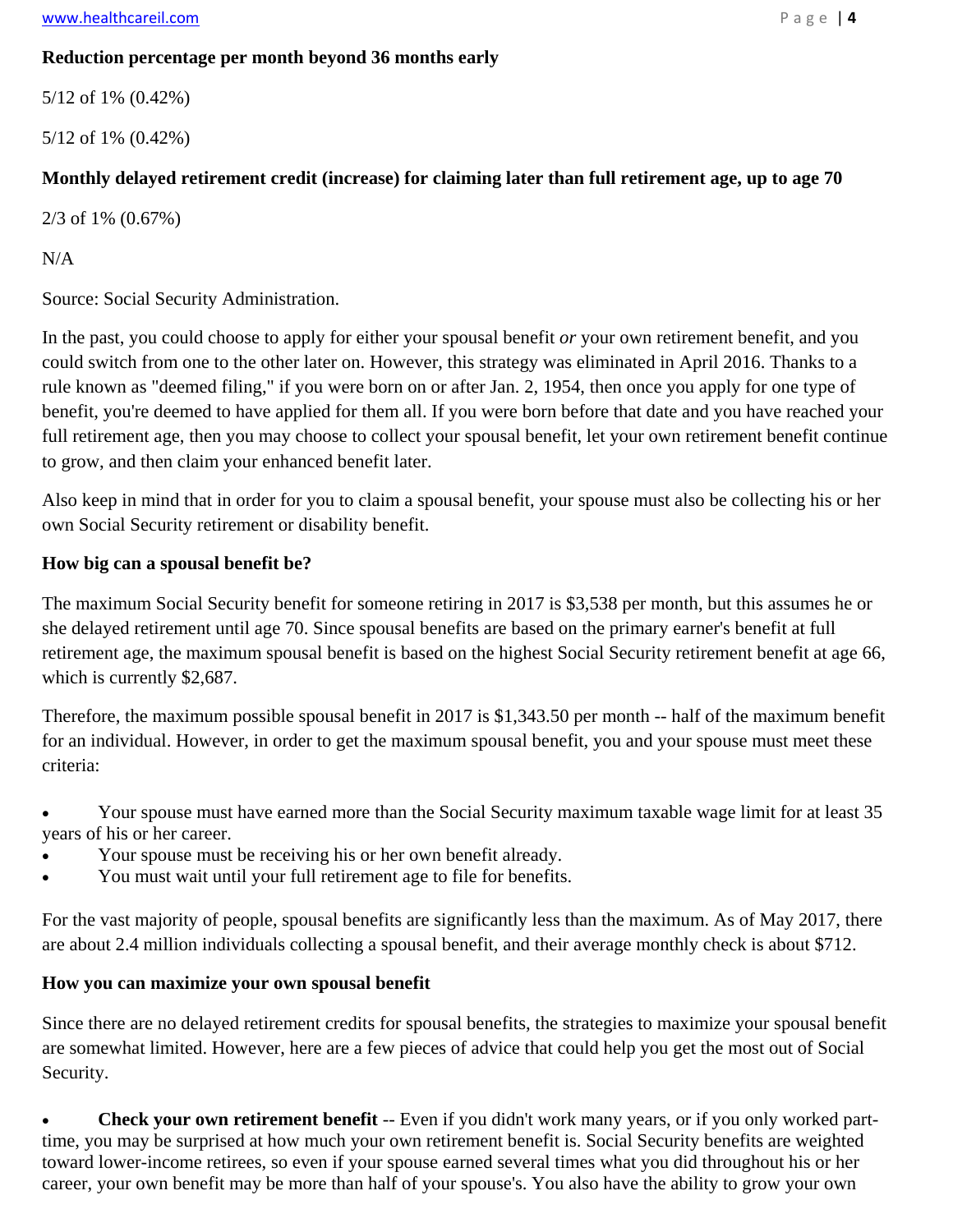**Reduction percentage per month beyond 36 months early**

5/12 of 1% (0.42%)

5/12 of 1% (0.42%)

**Monthly delayed retirement credit (increase) for claiming later than full retirement age, up to age 70**

2/3 of 1% (0.67%)

N/A

Source: Social Security Administration.

In the past, you could choose to apply for either your spousal benefit *or* your own retirement benefit, and you could switch from one to the other later on. However, this strategy was eliminated in April 2016. Thanks to a rule known as "deemed filing," if you were born on or after Jan. 2, 1954, then once you apply for one type of benefit, you're deemed to have applied for them all. If you were born before that date and you have reached your full retirement age, then you may choose to collect your spousal benefit, let your own retirement benefit continue to grow, and then claim your enhanced benefit later.

Also keep in mind that in order for you to claim a spousal benefit, your spouse must also be collecting his or her own Social Security retirement or disability benefit.

**How big can a spousal benefit be?**

The maximum Social Security benefit for someone retiring in 2017 is $3,538 per month, but this assumes he or she delayed retirement until age 70. Since spousal benefits are based on the primary earner's benefit at full retirement age, the maximum spousal benefit is based on the highest Social Security retirement benefit at age 66, which is currently $2,687.

Therefore, the maximum possible spousal benefit in 2017 is $1,343.50 per month -- half of the maximum benefit for an individual. However, in order to get the maximum spousal benefit, you and your spouse must meet these criteria:

- Your spouse must have earned more than the Social Security maximum taxable wage limit for at least 35 years of his or her career.
- Your spouse must be receiving his or her own benefit already.
- You must wait until your full retirement age to file for benefits.

For the vast majority of people, spousal benefits are significantly less than the maximum. As of May 2017, there are about 2.4 million individuals collecting a spousal benefit, and their average monthly check is about $712.

**How you can maximize your own spousal benefit**

Since there are no delayed retirement credits for spousal benefits, the strategies to maximize your spousal benefit are somewhat limited. However, here are a few pieces of advice that could help you get the most out of Social Security.

- **Check your own retirement benefit** -- Even if you didn't work many years, or if you only worked part-time, you may be surprised at how much your own retirement benefit is. Social Security benefits are weighted toward lower-income retirees, so even if your spouse earned several times what you did throughout his or her career, your own benefit may be more than half of your spouse's. You also have the ability to grow your own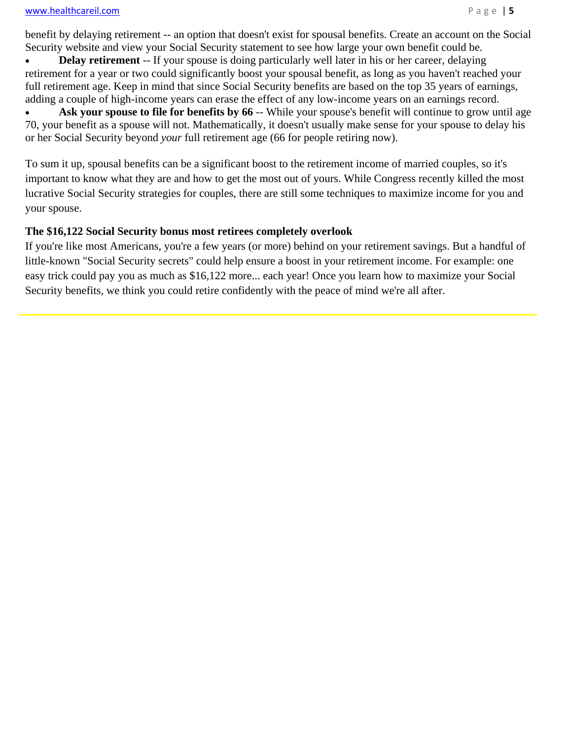benefit by delaying retirement -- an option that doesn't exist for spousal benefits. Create an account on the Social Security website and view your Social Security statement to see how large your own benefit could be.

- **Delay retirement** -- If your spouse is doing particularly well later in his or her career, delaying retirement for a year or two could significantly boost your spousal benefit, as long as you haven't reached your full retirement age. Keep in mind that since Social Security benefits are based on the top 35 years of earnings, adding a couple of high-income years can erase the effect of any low-income years on an earnings record.
- **Ask your spouse to file for benefits by 66** -- While your spouse's benefit will continue to grow until age 70, your benefit as a spouse will not. Mathematically, it doesn't usually make sense for your spouse to delay his or her Social Security beyond *your* full retirement age (66 for people retiring now).

To sum it up, spousal benefits can be a significant boost to the retirement income of married couples, so it's important to know what they are and how to get the most out of yours. While Congress recently killed the most lucrative Social Security strategies for couples, there are still some techniques to maximize income for you and your spouse.

**The $16,122 Social Security bonus most retirees completely overlook**

If you're like most Americans, you're a few years (or more) behind on your retirement savings. But a handful of little-known "Social Security secrets" could help ensure a boost in your retirement income. For example: one easy trick could pay you as much as $16,122 more... each year! Once you learn how to maximize your Social Security benefits, we think you could retire confidently with the peace of mind we're all after.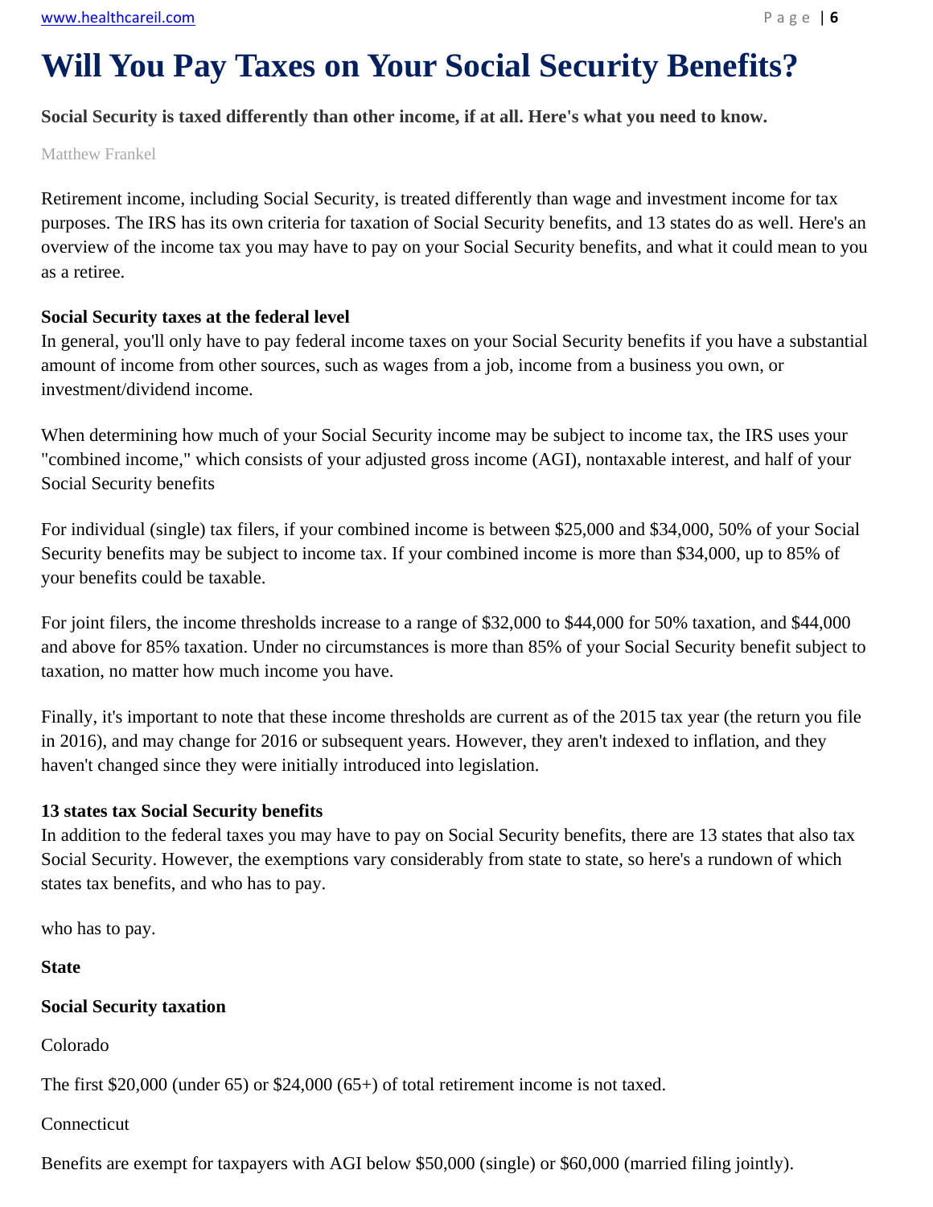# Will You Pay Taxes on Your Social Security Benefits?

**Social Security is taxed differently than other income, if at all. Here's what you need to know.**

Matthew Frankel

Retirement income, including Social Security, is treated differently than wage and investment income for tax purposes. The IRS has its own criteria for taxation of Social Security benefits, and 13 states do as well. Here's an overview of the income tax you may have to pay on your Social Security benefits, and what it could mean to you as a retiree.

**Social Security taxes at the federal level**

In general, you'll only have to pay federal income taxes on your Social Security benefits if you have a substantial amount of income from other sources, such as wages from a job, income from a business you own, or investment/dividend income.

When determining how much of your Social Security income may be subject to income tax, the IRS uses your "combined income," which consists of your adjusted gross income (AGI), nontaxable interest, and half of your Social Security benefits

For individual (single) tax filers, if your combined income is between $25,000 and $34,000, 50% of your Social Security benefits may be subject to income tax. If your combined income is more than $34,000, up to 85% of your benefits could be taxable.

For joint filers, the income thresholds increase to a range of $32,000 to $44,000 for 50% taxation, and $44,000 and above for 85% taxation. Under no circumstances is more than 85% of your Social Security benefit subject to taxation, no matter how much income you have.

Finally, it's important to note that these income thresholds are current as of the 2015 tax year (the return you file in 2016), and may change for 2016 or subsequent years. However, they aren't indexed to inflation, and they haven't changed since they were initially introduced into legislation.

**13 states tax Social Security benefits**

In addition to the federal taxes you may have to pay on Social Security benefits, there are 13 states that also tax Social Security. However, the exemptions vary considerably from state to state, so here's a rundown of which states tax benefits, and who has to pay.

who has to pay.

**State**

**Social Security taxation**

Colorado

The first $20,000 (under 65) or $24,000 (65+) of total retirement income is not taxed.

Connecticut

Benefits are exempt for taxpayers with AGI below $50,000 (single) or $60,000 (married filing jointly).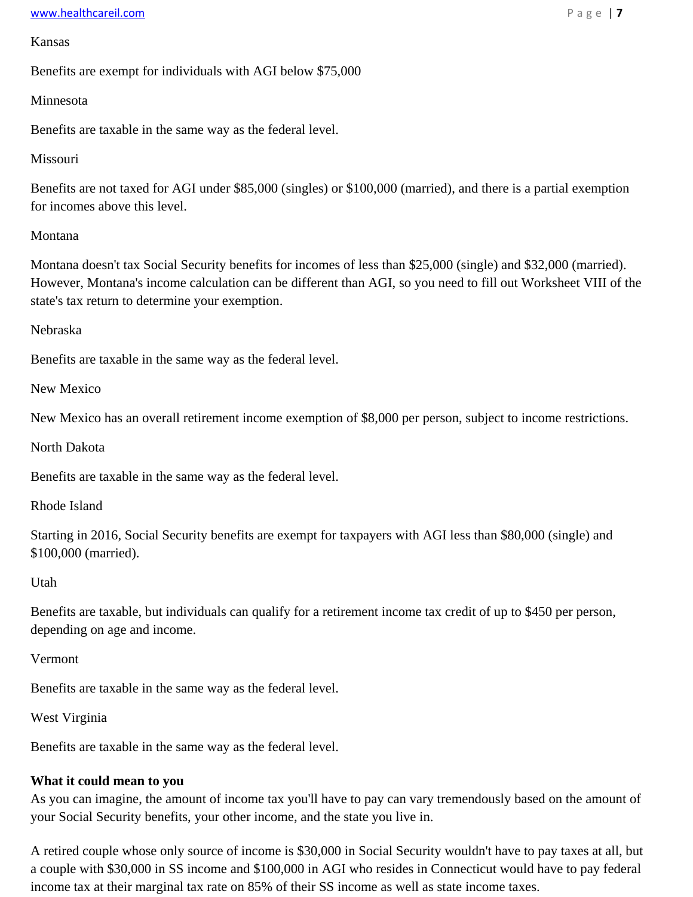Kansas

Benefits are exempt for individuals with AGI below $75,000

Minnesota

Benefits are taxable in the same way as the federal level.

Missouri

Benefits are not taxed for AGI under $85,000 (singles) or $100,000 (married), and there is a partial exemption for incomes above this level.

Montana

Montana doesn't tax Social Security benefits for incomes of less than $25,000 (single) and $32,000 (married). However, Montana's income calculation can be different than AGI, so you need to fill out Worksheet VIII of the state's tax return to determine your exemption.

Nebraska

Benefits are taxable in the same way as the federal level.

New Mexico

New Mexico has an overall retirement income exemption of $8,000 per person, subject to income restrictions.

North Dakota

Benefits are taxable in the same way as the federal level.

Rhode Island

Starting in 2016, Social Security benefits are exempt for taxpayers with AGI less than $80,000 (single) and $100,000 (married).

Utah

Benefits are taxable, but individuals can qualify for a retirement income tax credit of up to $450 per person, depending on age and income.

Vermont

Benefits are taxable in the same way as the federal level.

West Virginia

Benefits are taxable in the same way as the federal level.

**What it could mean to you**

As you can imagine, the amount of income tax you'll have to pay can vary tremendously based on the amount of your Social Security benefits, your other income, and the state you live in.

A retired couple whose only source of income is $30,000 in Social Security wouldn't have to pay taxes at all, but a couple with $30,000 in SS income and $100,000 in AGI who resides in Connecticut would have to pay federal income tax at their marginal tax rate on 85% of their SS income as well as state income taxes.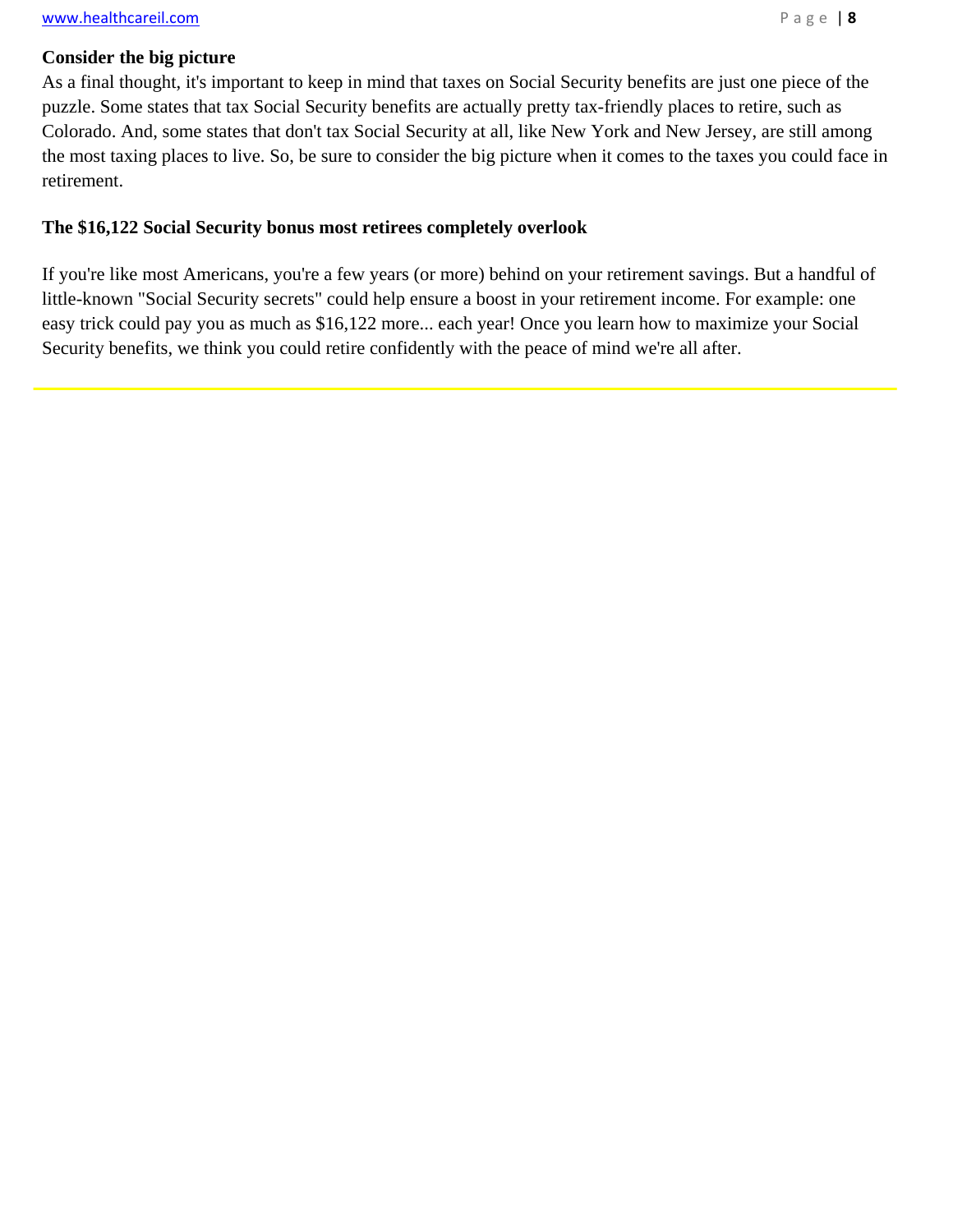**Consider the big picture**

As a final thought, it's important to keep in mind that taxes on Social Security benefits are just one piece of the puzzle. Some states that tax Social Security benefits are actually pretty tax-friendly places to retire, such as Colorado. And, some states that don't tax Social Security at all, like New York and New Jersey, are still among the most taxing places to live. So, be sure to consider the big picture when it comes to the taxes you could face in retirement.

**The $16,122 Social Security bonus most retirees completely overlook**

If you're like most Americans, you're a few years (or more) behind on your retirement savings. But a handful of little-known "Social Security secrets" could help ensure a boost in your retirement income. For example: one easy trick could pay you as much as $16,122 more... each year! Once you learn how to maximize your Social Security benefits, we think you could retire confidently with the peace of mind we're all after.

---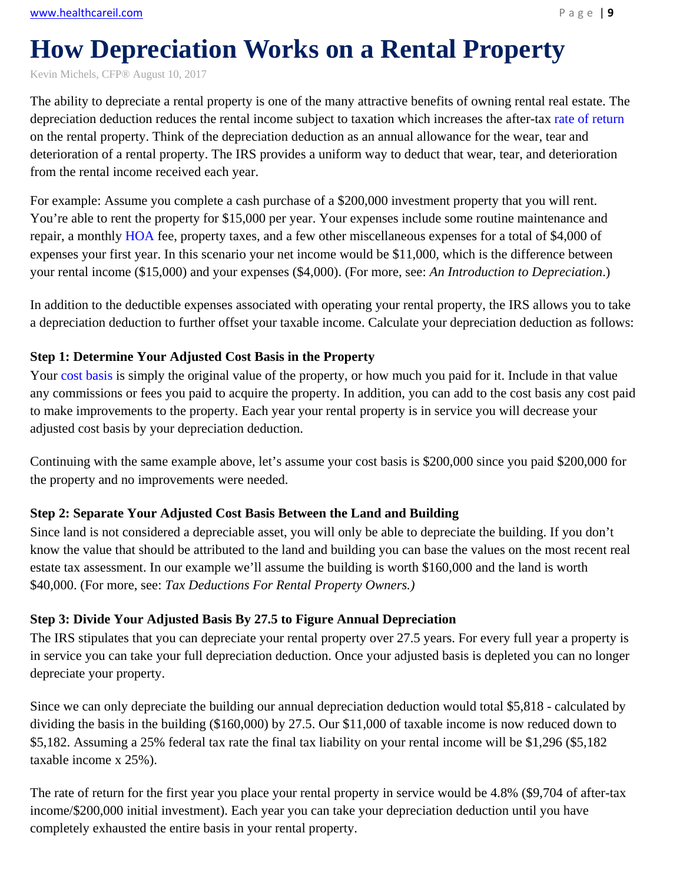# How Depreciation Works on a Rental Property

Kevin Michels, CFP® August 10, 2017

The ability to depreciate a rental property is one of the many attractive benefits of owning rental real estate. The depreciation deduction reduces the rental income subject to taxation which increases the after-tax rate of return on the rental property. Think of the depreciation deduction as an annual allowance for the wear, tear and deterioration of a rental property. The IRS provides a uniform way to deduct that wear, tear, and deterioration from the rental income received each year.

For example: Assume you complete a cash purchase of a $200,000 investment property that you will rent. You're able to rent the property for $15,000 per year. Your expenses include some routine maintenance and repair, a monthly HOA fee, property taxes, and a few other miscellaneous expenses for a total of $4,000 of expenses your first year. In this scenario your net income would be $11,000, which is the difference between your rental income ($15,000) and your expenses ($4,000). (For more, see: *An Introduction to Depreciation*.)

In addition to the deductible expenses associated with operating your rental property, the IRS allows you to take a depreciation deduction to further offset your taxable income. Calculate your depreciation deduction as follows:

**Step 1: Determine Your Adjusted Cost Basis in the Property**

Your cost basis is simply the original value of the property, or how much you paid for it. Include in that value any commissions or fees you paid to acquire the property. In addition, you can add to the cost basis any cost paid to make improvements to the property. Each year your rental property is in service you will decrease your adjusted cost basis by your depreciation deduction.

Continuing with the same example above, let's assume your cost basis is $200,000 since you paid $200,000 for the property and no improvements were needed.

**Step 2: Separate Your Adjusted Cost Basis Between the Land and Building**

Since land is not considered a depreciable asset, you will only be able to depreciate the building. If you don't know the value that should be attributed to the land and building you can base the values on the most recent real estate tax assessment. In our example we'll assume the building is worth $160,000 and the land is worth $40,000. (For more, see: *Tax Deductions For Rental Property Owners.)*

**Step 3: Divide Your Adjusted Basis By 27.5 to Figure Annual Depreciation**

The IRS stipulates that you can depreciate your rental property over 27.5 years. For every full year a property is in service you can take your full depreciation deduction. Once your adjusted basis is depleted you can no longer depreciate your property.

Since we can only depreciate the building our annual depreciation deduction would total $5,818 - calculated by dividing the basis in the building ($160,000) by 27.5. Our $11,000 of taxable income is now reduced down to $5,182. Assuming a 25% federal tax rate the final tax liability on your rental income will be $1,296 ($5,182 taxable income x 25%).

The rate of return for the first year you place your rental property in service would be 4.8% ($9,704 of after-tax income/$200,000 initial investment). Each year you can take your depreciation deduction until you have completely exhausted the entire basis in your rental property.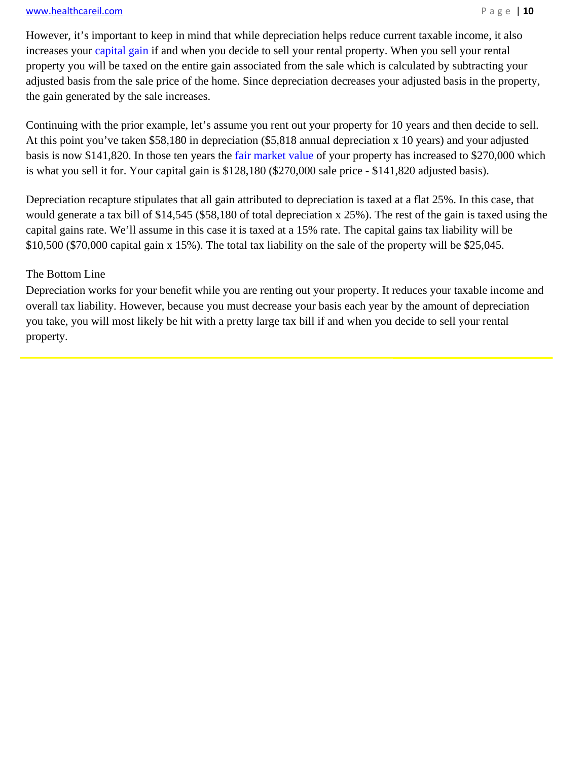However, it's important to keep in mind that while depreciation helps reduce current taxable income, it also increases your capital gain if and when you decide to sell your rental property. When you sell your rental property you will be taxed on the entire gain associated from the sale which is calculated by subtracting your adjusted basis from the sale price of the home. Since depreciation decreases your adjusted basis in the property, the gain generated by the sale increases.

Continuing with the prior example, let's assume you rent out your property for 10 years and then decide to sell. At this point you've taken $58,180 in depreciation ($5,818 annual depreciation x 10 years) and your adjusted basis is now $141,820. In those ten years the fair market value of your property has increased to $270,000 which is what you sell it for. Your capital gain is $128,180 ($270,000 sale price - $141,820 adjusted basis).

Depreciation recapture stipulates that all gain attributed to depreciation is taxed at a flat 25%. In this case, that would generate a tax bill of $14,545 ($58,180 of total depreciation x 25%). The rest of the gain is taxed using the capital gains rate. We'll assume in this case it is taxed at a 15% rate. The capital gains tax liability will be $10,500 ($70,000 capital gain x 15%). The total tax liability on the sale of the property will be $25,045.

## The Bottom Line

Depreciation works for your benefit while you are renting out your property. It reduces your taxable income and overall tax liability. However, because you must decrease your basis each year by the amount of depreciation you take, you will most likely be hit with a pretty large tax bill if and when you decide to sell your rental property.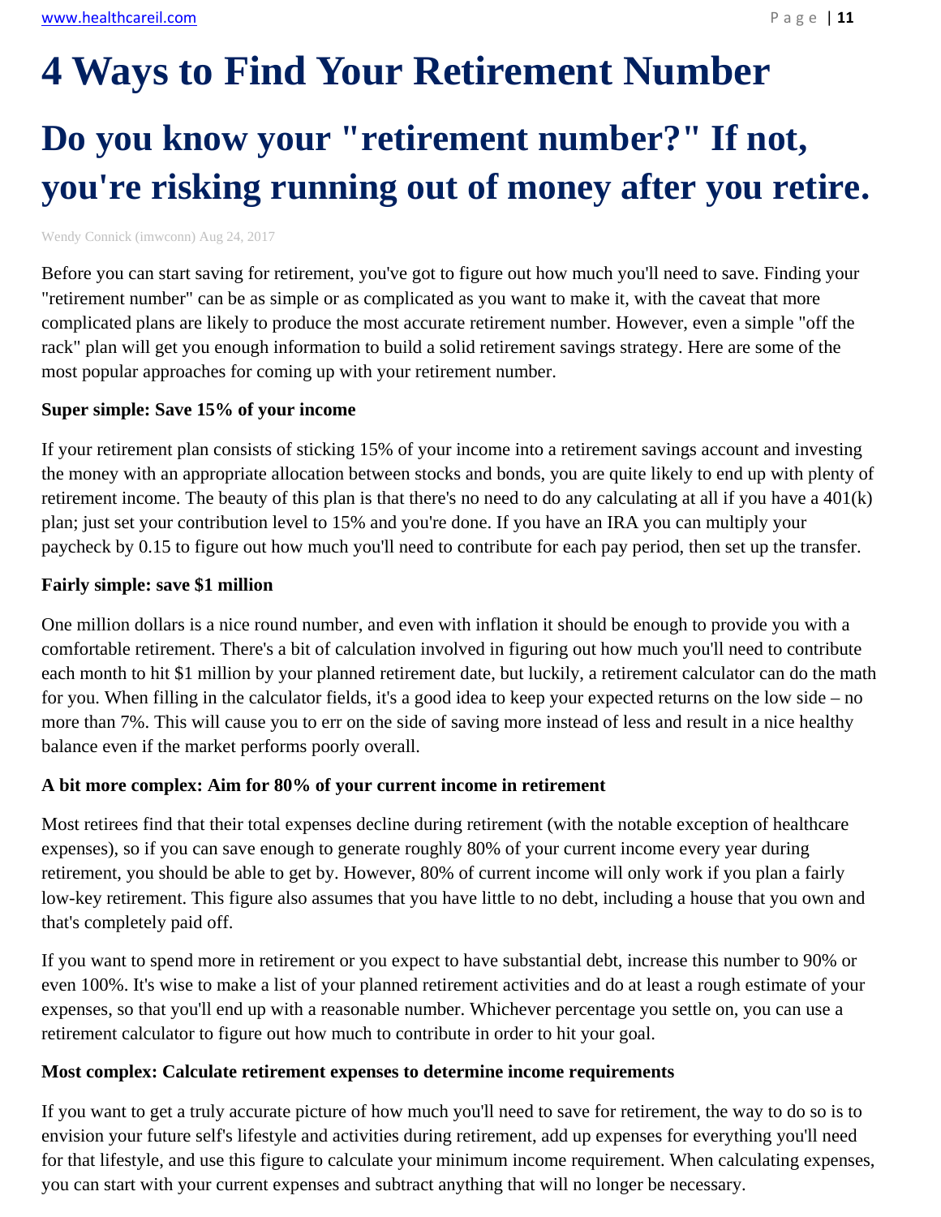# 4 Ways to Find Your Retirement Number

## Do you know your "retirement number?" If not, you're risking running out of money after you retire.

Wendy Connick (imwconn) Aug 24, 2017

Before you can start saving for retirement, you've got to figure out how much you'll need to save. Finding your "retirement number" can be as simple or as complicated as you want to make it, with the caveat that more complicated plans are likely to produce the most accurate retirement number. However, even a simple "off the rack" plan will get you enough information to build a solid retirement savings strategy. Here are some of the most popular approaches for coming up with your retirement number.

**Super simple: Save 15% of your income**

If your retirement plan consists of sticking 15% of your income into a retirement savings account and investing the money with an appropriate allocation between stocks and bonds, you are quite likely to end up with plenty of retirement income. The beauty of this plan is that there's no need to do any calculating at all if you have a 401(k) plan; just set your contribution level to 15% and you're done. If you have an IRA you can multiply your paycheck by 0.15 to figure out how much you'll need to contribute for each pay period, then set up the transfer.

**Fairly simple: save $1 million**

One million dollars is a nice round number, and even with inflation it should be enough to provide you with a comfortable retirement. There's a bit of calculation involved in figuring out how much you'll need to contribute each month to hit $1 million by your planned retirement date, but luckily, a retirement calculator can do the math for you. When filling in the calculator fields, it's a good idea to keep your expected returns on the low side – no more than 7%. This will cause you to err on the side of saving more instead of less and result in a nice healthy balance even if the market performs poorly overall.

**A bit more complex: Aim for 80% of your current income in retirement**

Most retirees find that their total expenses decline during retirement (with the notable exception of healthcare expenses), so if you can save enough to generate roughly 80% of your current income every year during retirement, you should be able to get by. However, 80% of current income will only work if you plan a fairly low-key retirement. This figure also assumes that you have little to no debt, including a house that you own and that's completely paid off.

If you want to spend more in retirement or you expect to have substantial debt, increase this number to 90% or even 100%. It's wise to make a list of your planned retirement activities and do at least a rough estimate of your expenses, so that you'll end up with a reasonable number. Whichever percentage you settle on, you can use a retirement calculator to figure out how much to contribute in order to hit your goal.

**Most complex: Calculate retirement expenses to determine income requirements**

If you want to get a truly accurate picture of how much you'll need to save for retirement, the way to do so is to envision your future self's lifestyle and activities during retirement, add up expenses for everything you'll need for that lifestyle, and use this figure to calculate your minimum income requirement. When calculating expenses, you can start with your current expenses and subtract anything that will no longer be necessary.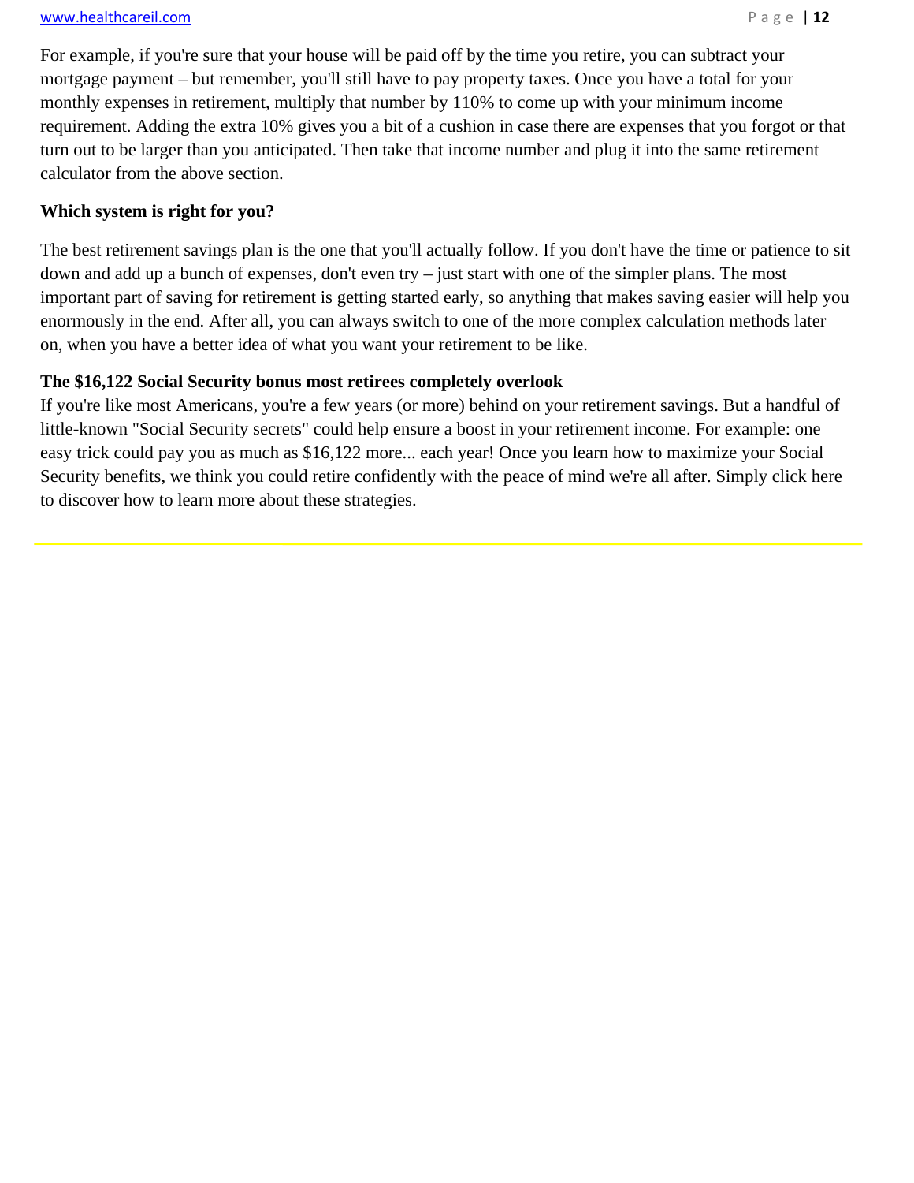For example, if you're sure that your house will be paid off by the time you retire, you can subtract your mortgage payment – but remember, you'll still have to pay property taxes. Once you have a total for your monthly expenses in retirement, multiply that number by 110% to come up with your minimum income requirement. Adding the extra 10% gives you a bit of a cushion in case there are expenses that you forgot or that turn out to be larger than you anticipated. Then take that income number and plug it into the same retirement calculator from the above section.

**Which system is right for you?**

The best retirement savings plan is the one that you'll actually follow. If you don't have the time or patience to sit down and add up a bunch of expenses, don't even try – just start with one of the simpler plans. The most important part of saving for retirement is getting started early, so anything that makes saving easier will help you enormously in the end. After all, you can always switch to one of the more complex calculation methods later on, when you have a better idea of what you want your retirement to be like.

**The $16,122 Social Security bonus most retirees completely overlook**

If you're like most Americans, you're a few years (or more) behind on your retirement savings. But a handful of little-known "Social Security secrets" could help ensure a boost in your retirement income. For example: one easy trick could pay you as much as $16,122 more... each year! Once you learn how to maximize your Social Security benefits, we think you could retire confidently with the peace of mind we're all after. Simply click here to discover how to learn more about these strategies.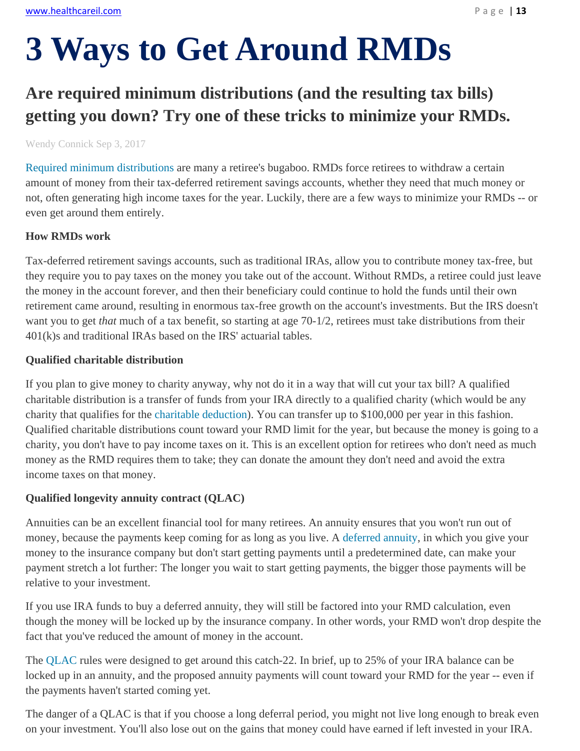# 3 Ways to Get Around RMDs

## Are required minimum distributions (and the resulting tax bills) getting you down? Try one of these tricks to minimize your RMDs.

Wendy Connick Sep 3, 2017

Required minimum distributions are many a retiree's bugaboo. RMDs force retirees to withdraw a certain amount of money from their tax-deferred retirement savings accounts, whether they need that much money or not, often generating high income taxes for the year. Luckily, there are a few ways to minimize your RMDs -- or even get around them entirely.

**How RMDs work**

Tax-deferred retirement savings accounts, such as traditional IRAs, allow you to contribute money tax-free, but they require you to pay taxes on the money you take out of the account. Without RMDs, a retiree could just leave the money in the account forever, and then their beneficiary could continue to hold the funds until their own retirement came around, resulting in enormous tax-free growth on the account's investments. But the IRS doesn't want you to get *that* much of a tax benefit, so starting at age 70-1/2, retirees must take distributions from their 401(k)s and traditional IRAs based on the IRS' actuarial tables.

**Qualified charitable distribution**

If you plan to give money to charity anyway, why not do it in a way that will cut your tax bill? A qualified charitable distribution is a transfer of funds from your IRA directly to a qualified charity (which would be any charity that qualifies for the charitable deduction). You can transfer up to $100,000 per year in this fashion. Qualified charitable distributions count toward your RMD limit for the year, but because the money is going to a charity, you don't have to pay income taxes on it. This is an excellent option for retirees who don't need as much money as the RMD requires them to take; they can donate the amount they don't need and avoid the extra income taxes on that money.

**Qualified longevity annuity contract (QLAC)**

Annuities can be an excellent financial tool for many retirees. An annuity ensures that you won't run out of money, because the payments keep coming for as long as you live. A deferred annuity, in which you give your money to the insurance company but don't start getting payments until a predetermined date, can make your payment stretch a lot further: The longer you wait to start getting payments, the bigger those payments will be relative to your investment.

If you use IRA funds to buy a deferred annuity, they will still be factored into your RMD calculation, even though the money will be locked up by the insurance company. In other words, your RMD won't drop despite the fact that you've reduced the amount of money in the account.

The QLAC rules were designed to get around this catch-22. In brief, up to 25% of your IRA balance can be locked up in an annuity, and the proposed annuity payments will count toward your RMD for the year -- even if the payments haven't started coming yet.

The danger of a QLAC is that if you choose a long deferral period, you might not live long enough to break even on your investment. You'll also lose out on the gains that money could have earned if left invested in your IRA.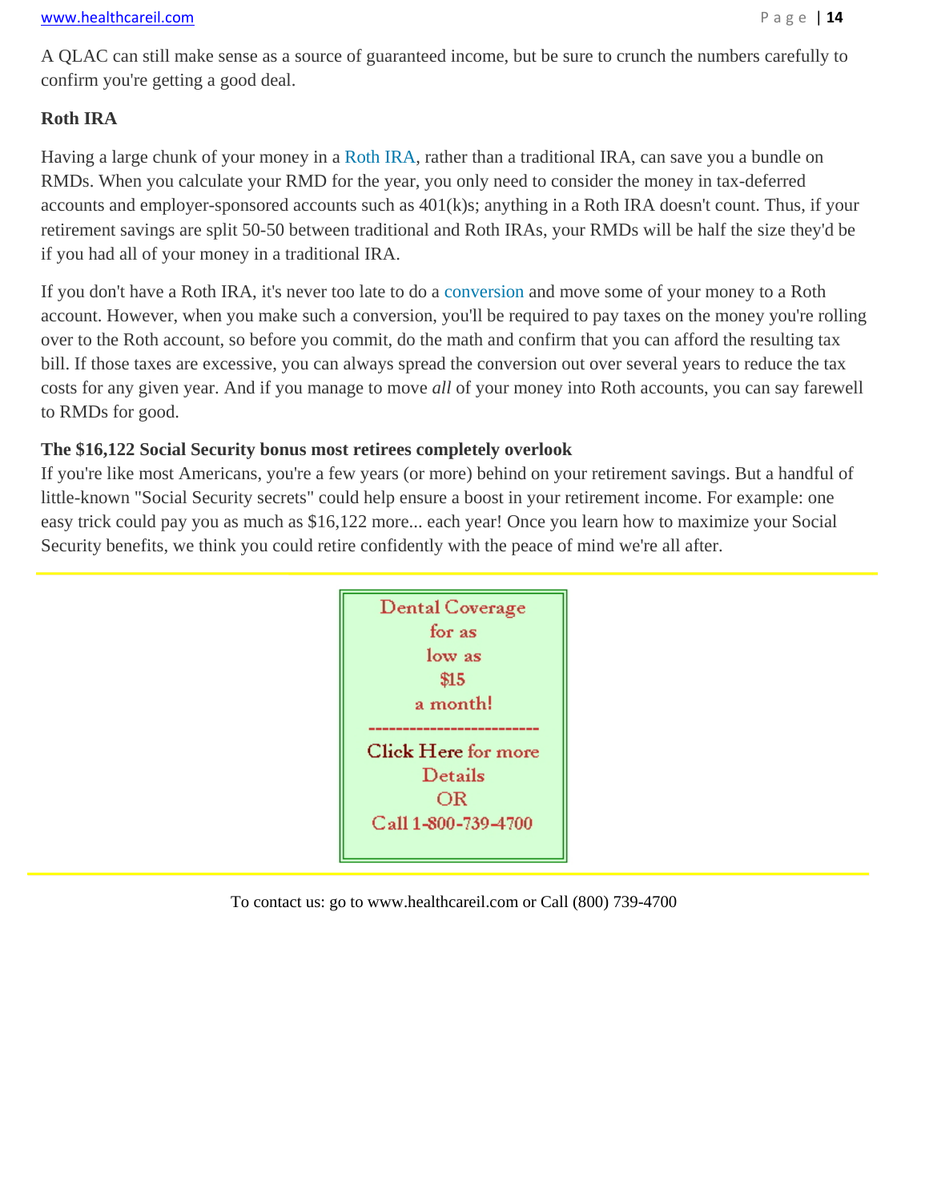A QLAC can still make sense as a source of guaranteed income, but be sure to crunch the numbers carefully to confirm you're getting a good deal.

**Roth IRA**

Having a large chunk of your money in a Roth IRA, rather than a traditional IRA, can save you a bundle on RMDs. When you calculate your RMD for the year, you only need to consider the money in tax-deferred accounts and employer-sponsored accounts such as 401(k)s; anything in a Roth IRA doesn't count. Thus, if your retirement savings are split 50-50 between traditional and Roth IRAs, your RMDs will be half the size they'd be if you had all of your money in a traditional IRA.

If you don't have a Roth IRA, it's never too late to do a conversion and move some of your money to a Roth account. However, when you make such a conversion, you'll be required to pay taxes on the money you're rolling over to the Roth account, so before you commit, do the math and confirm that you can afford the resulting tax bill. If those taxes are excessive, you can always spread the conversion out over several years to reduce the tax costs for any given year. And if you manage to move *all* of your money into Roth accounts, you can say farewell to RMDs for good.

**The $16,122 Social Security bonus most retirees completely overlook**

If you're like most Americans, you're a few years (or more) behind on your retirement savings. But a handful of little-known "Social Security secrets" could help ensure a boost in your retirement income. For example: one easy trick could pay you as much as $16,122 more... each year! Once you learn how to maximize your Social Security benefits, we think you could retire confidently with the peace of mind we're all after.

---

Dental Coverage
for as
low as
$15
a month!

------------------------

Click Here for more
Details
OR
Call 1-800-739-4700

---

To contact us: go to www.healthcareil.com or Call (800) 739-4700